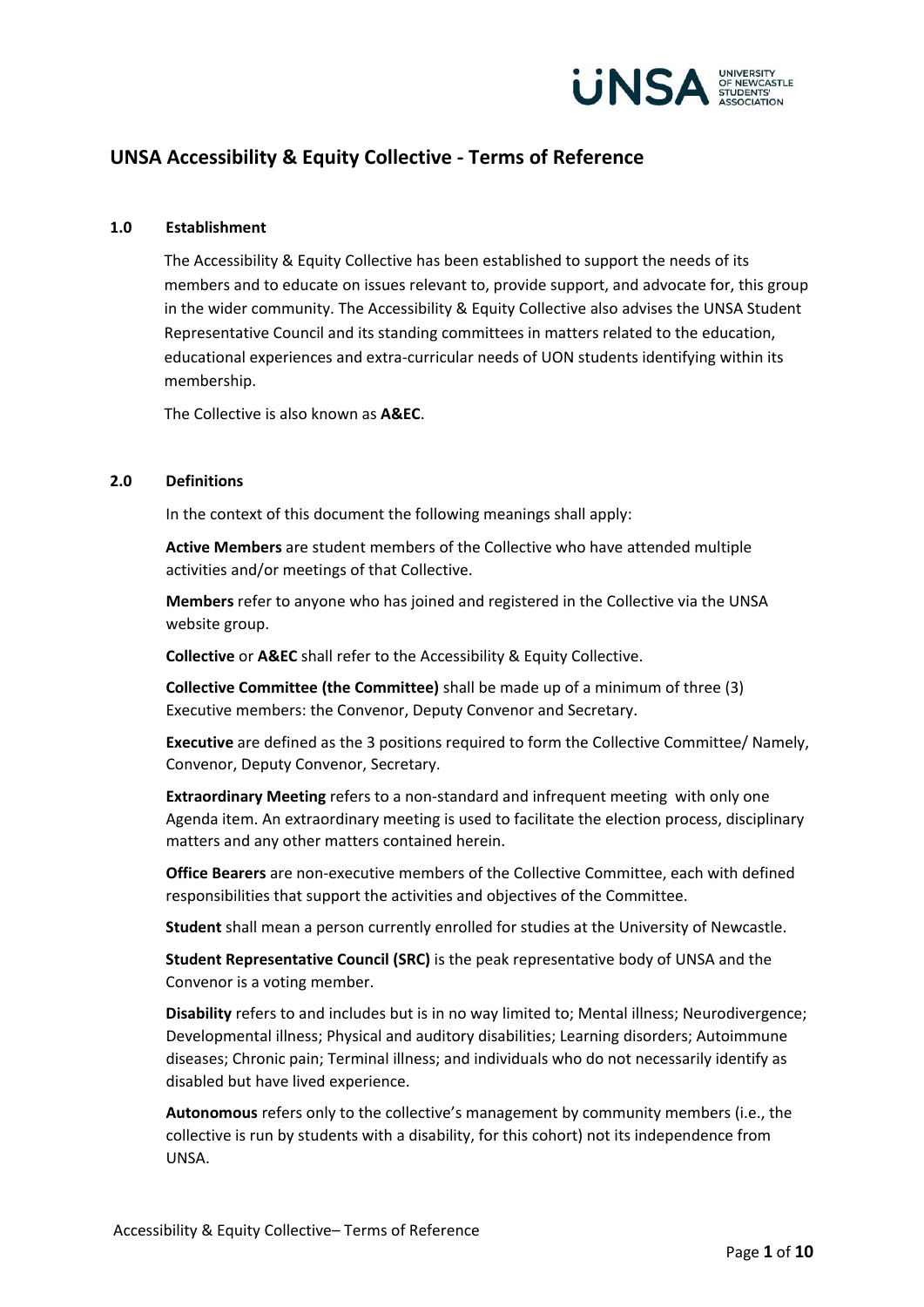# UNSA Accessibility & Equity Collective - Terms of Reference

## 1.0 Establishment

The Accessibility & Equity Collective has been established to support the needs of its members and to educate on issues relevant to, provide support, and advocate for, this group in the wider community. The Accessibility & Equity Collective also advises the UNSA Student Representative Council and its standing committees in matters related to the education, educational experiences and extra-curricular needs of UON students identifying within its membership.

The Collective is also known as **A&EC**.

## 2.0 Definitions

In the context of this document the following meanings shall apply:

**Active Members** are student members of the Collective who have attended multiple activities and/or meetings of that Collective.

**Members** refer to anyone who has joined and registered in the Collective via the UNSA website group.

**Collective** or **A&EC** shall refer to the Accessibility & Equity Collective.

**Collective Committee (the Committee)** shall be made up of a minimum of three (3) Executive members: the Convenor, Deputy Convenor and Secretary.

**Executive** are defined as the 3 positions required to form the Collective Committee/ Namely, Convenor, Deputy Convenor, Secretary.

**Extraordinary Meeting** refers to a non-standard and infrequent meeting with only one Agenda item. An extraordinary meeting is used to facilitate the election process, disciplinary matters and any other matters contained herein.

**Office Bearers** are non-executive members of the Collective Committee, each with defined responsibilities that support the activities and objectives of the Committee.

**Student** shall mean a person currently enrolled for studies at the University of Newcastle.

**Student Representative Council (SRC)** is the peak representative body of UNSA and the Convenor is a voting member.

**Disability** refers to and includes but is in no way limited to; Mental illness; Neurodivergence; Developmental illness; Physical and auditory disabilities; Learning disorders; Autoimmune diseases; Chronic pain; Terminal illness; and individuals who do not necessarily identify as disabled but have lived experience.

**Autonomous** refers only to the collective's management by community members (i.e., the collective is run by students with a disability, for this cohort) not its independence from UNSA.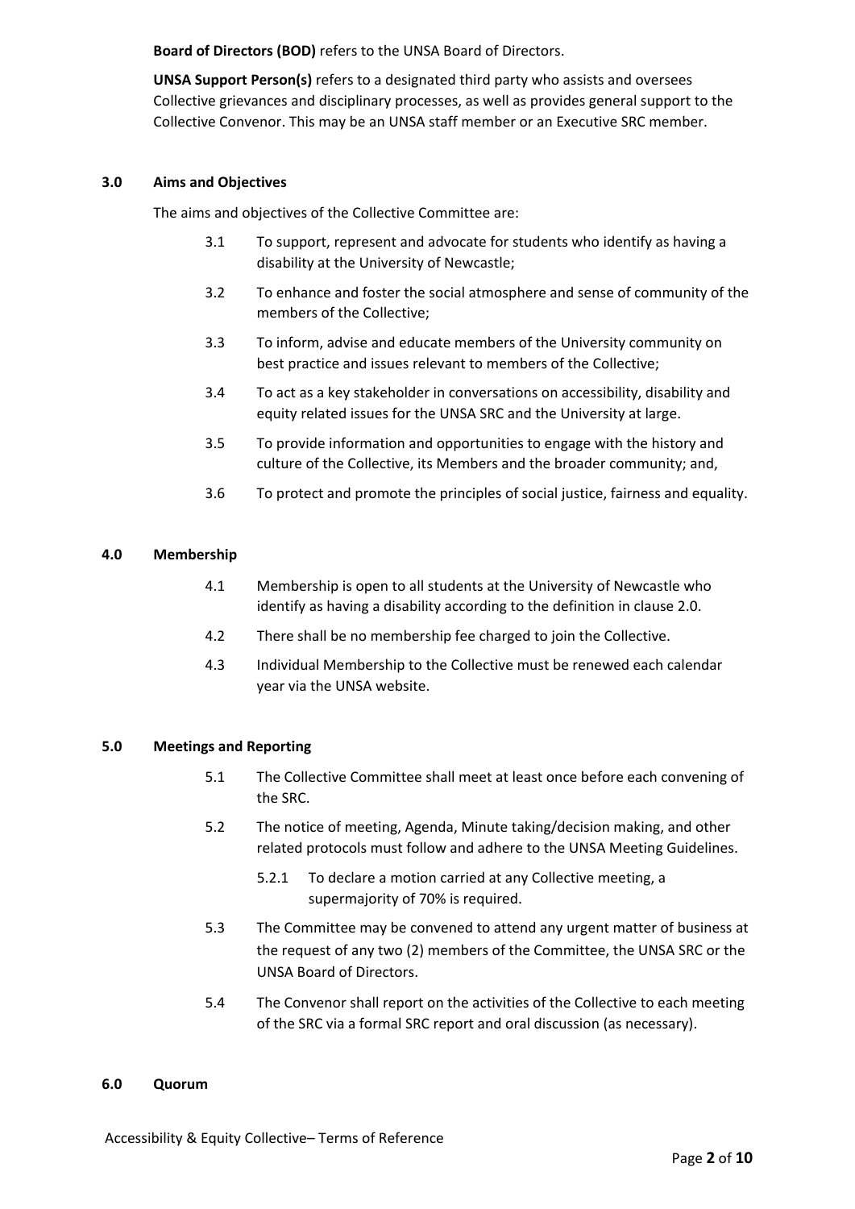**Board of Directors (BOD)** refers to the UNSA Board of Directors.

**UNSA Support Person(s)** refers to a designated third party who assists and oversees Collective grievances and disciplinary processes, as well as provides general support to the Collective Convenor. This may be an UNSA staff member or an Executive SRC member.

## 3.0 Aims and Objectives

The aims and objectives of the Collective Committee are:

3.1 To support, represent and advocate for students who identify as having a disability at the University of Newcastle;

3.2 To enhance and foster the social atmosphere and sense of community of the members of the Collective;

3.3 To inform, advise and educate members of the University community on best practice and issues relevant to members of the Collective;

3.4 To act as a key stakeholder in conversations on accessibility, disability and equity related issues for the UNSA SRC and the University at large.

3.5 To provide information and opportunities to engage with the history and culture of the Collective, its Members and the broader community; and,

3.6 To protect and promote the principles of social justice, fairness and equality.

## 4.0 Membership

4.1 Membership is open to all students at the University of Newcastle who identify as having a disability according to the definition in clause 2.0.

4.2 There shall be no membership fee charged to join the Collective.

4.3 Individual Membership to the Collective must be renewed each calendar year via the UNSA website.

## 5.0 Meetings and Reporting

5.1 The Collective Committee shall meet at least once before each convening of the SRC.

5.2 The notice of meeting, Agenda, Minute taking/decision making, and other related protocols must follow and adhere to the UNSA Meeting Guidelines.

5.2.1 To declare a motion carried at any Collective meeting, a supermajority of 70% is required.

5.3 The Committee may be convened to attend any urgent matter of business at the request of any two (2) members of the Committee, the UNSA SRC or the UNSA Board of Directors.

5.4 The Convenor shall report on the activities of the Collective to each meeting of the SRC via a formal SRC report and oral discussion (as necessary).

## 6.0 Quorum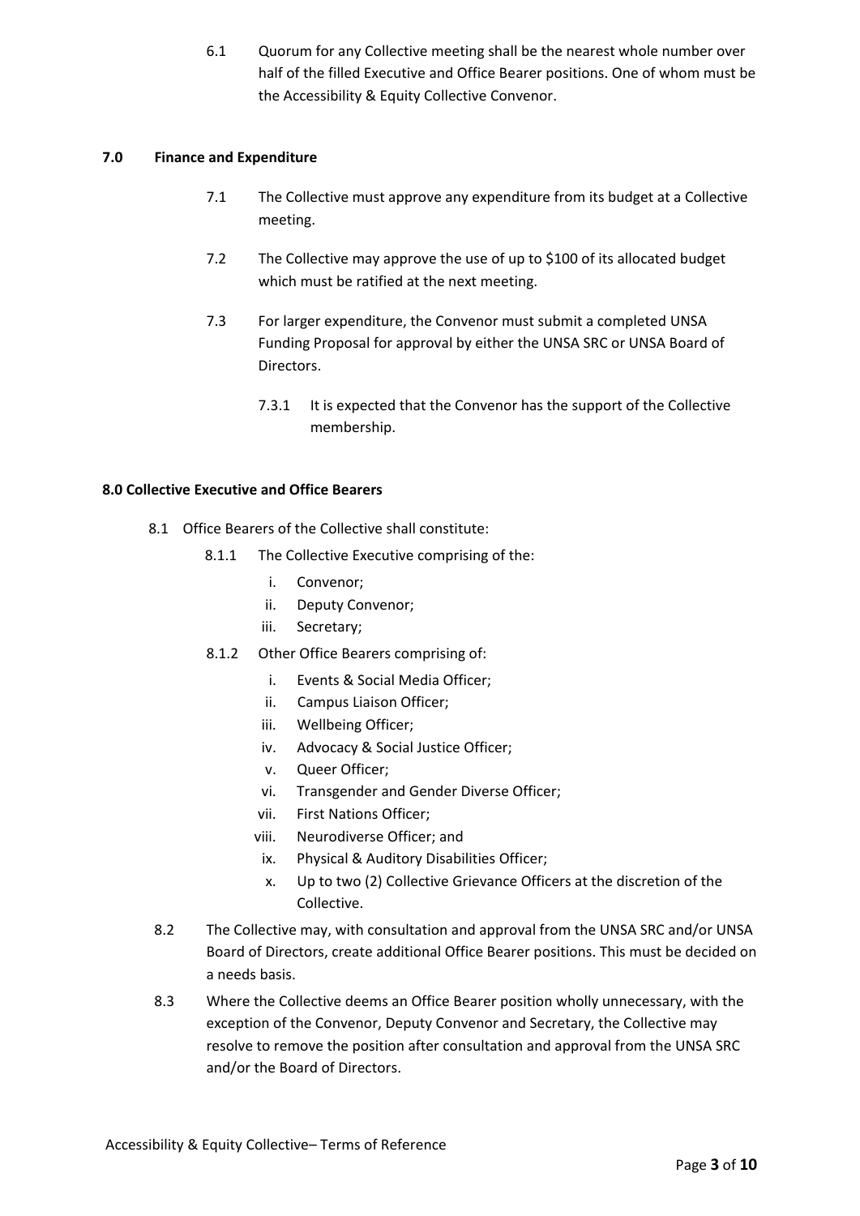6.1 Quorum for any Collective meeting shall be the nearest whole number over half of the filled Executive and Office Bearer positions. One of whom must be the Accessibility & Equity Collective Convenor.

## 7.0 Finance and Expenditure

7.1 The Collective must approve any expenditure from its budget at a Collective meeting.

7.2 The Collective may approve the use of up to $100 of its allocated budget which must be ratified at the next meeting.

7.3 For larger expenditure, the Convenor must submit a completed UNSA Funding Proposal for approval by either the UNSA SRC or UNSA Board of Directors.

7.3.1 It is expected that the Convenor has the support of the Collective membership.

## 8.0 Collective Executive and Office Bearers

8.1 Office Bearers of the Collective shall constitute:

8.1.1 The Collective Executive comprising of the:

i. Convenor;
ii. Deputy Convenor;
iii. Secretary;

8.1.2 Other Office Bearers comprising of:

i. Events & Social Media Officer;
ii. Campus Liaison Officer;
iii. Wellbeing Officer;
iv. Advocacy & Social Justice Officer;
v. Queer Officer;
vi. Transgender and Gender Diverse Officer;
vii. First Nations Officer;
viii. Neurodiverse Officer; and
ix. Physical & Auditory Disabilities Officer;
x. Up to two (2) Collective Grievance Officers at the discretion of the Collective.

8.2 The Collective may, with consultation and approval from the UNSA SRC and/or UNSA Board of Directors, create additional Office Bearer positions. This must be decided on a needs basis.

8.3 Where the Collective deems an Office Bearer position wholly unnecessary, with the exception of the Convenor, Deputy Convenor and Secretary, the Collective may resolve to remove the position after consultation and approval from the UNSA SRC and/or the Board of Directors.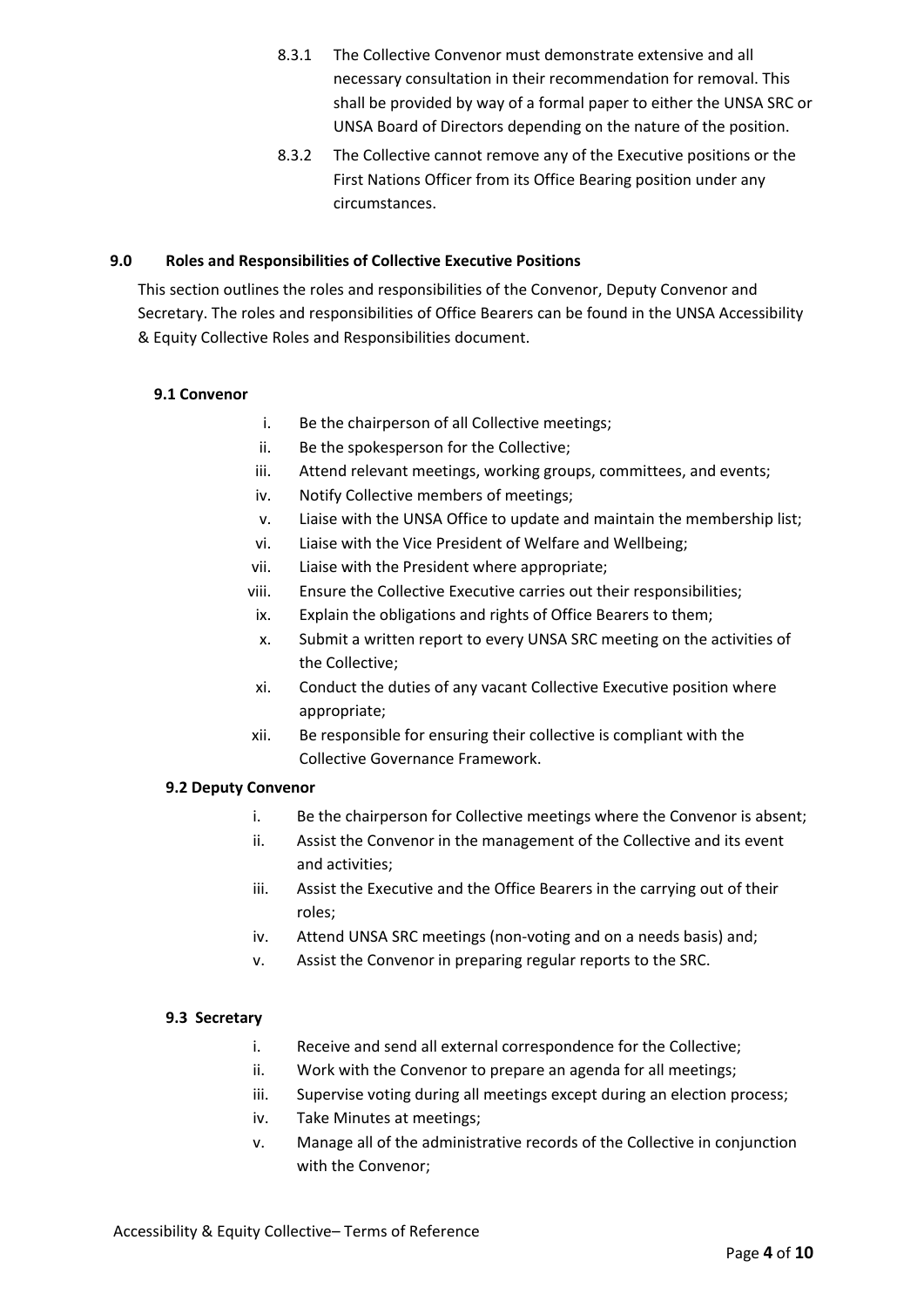8.3.1 The Collective Convenor must demonstrate extensive and all necessary consultation in their recommendation for removal. This shall be provided by way of a formal paper to either the UNSA SRC or UNSA Board of Directors depending on the nature of the position.

8.3.2 The Collective cannot remove any of the Executive positions or the First Nations Officer from its Office Bearing position under any circumstances.

## 9.0 Roles and Responsibilities of Collective Executive Positions

This section outlines the roles and responsibilities of the Convenor, Deputy Convenor and Secretary. The roles and responsibilities of Office Bearers can be found in the UNSA Accessibility & Equity Collective Roles and Responsibilities document.

### 9.1 Convenor

i. Be the chairperson of all Collective meetings;
ii. Be the spokesperson for the Collective;
iii. Attend relevant meetings, working groups, committees, and events;
iv. Notify Collective members of meetings;
v. Liaise with the UNSA Office to update and maintain the membership list;
vi. Liaise with the Vice President of Welfare and Wellbeing;
vii. Liaise with the President where appropriate;
viii. Ensure the Collective Executive carries out their responsibilities;
ix. Explain the obligations and rights of Office Bearers to them;
x. Submit a written report to every UNSA SRC meeting on the activities of the Collective;
xi. Conduct the duties of any vacant Collective Executive position where appropriate;
xii. Be responsible for ensuring their collective is compliant with the Collective Governance Framework.

### 9.2 Deputy Convenor

i. Be the chairperson for Collective meetings where the Convenor is absent;
ii. Assist the Convenor in the management of the Collective and its event and activities;
iii. Assist the Executive and the Office Bearers in the carrying out of their roles;
iv. Attend UNSA SRC meetings (non-voting and on a needs basis) and;
v. Assist the Convenor in preparing regular reports to the SRC.

### 9.3 Secretary

i. Receive and send all external correspondence for the Collective;
ii. Work with the Convenor to prepare an agenda for all meetings;
iii. Supervise voting during all meetings except during an election process;
iv. Take Minutes at meetings;
v. Manage all of the administrative records of the Collective in conjunction with the Convenor;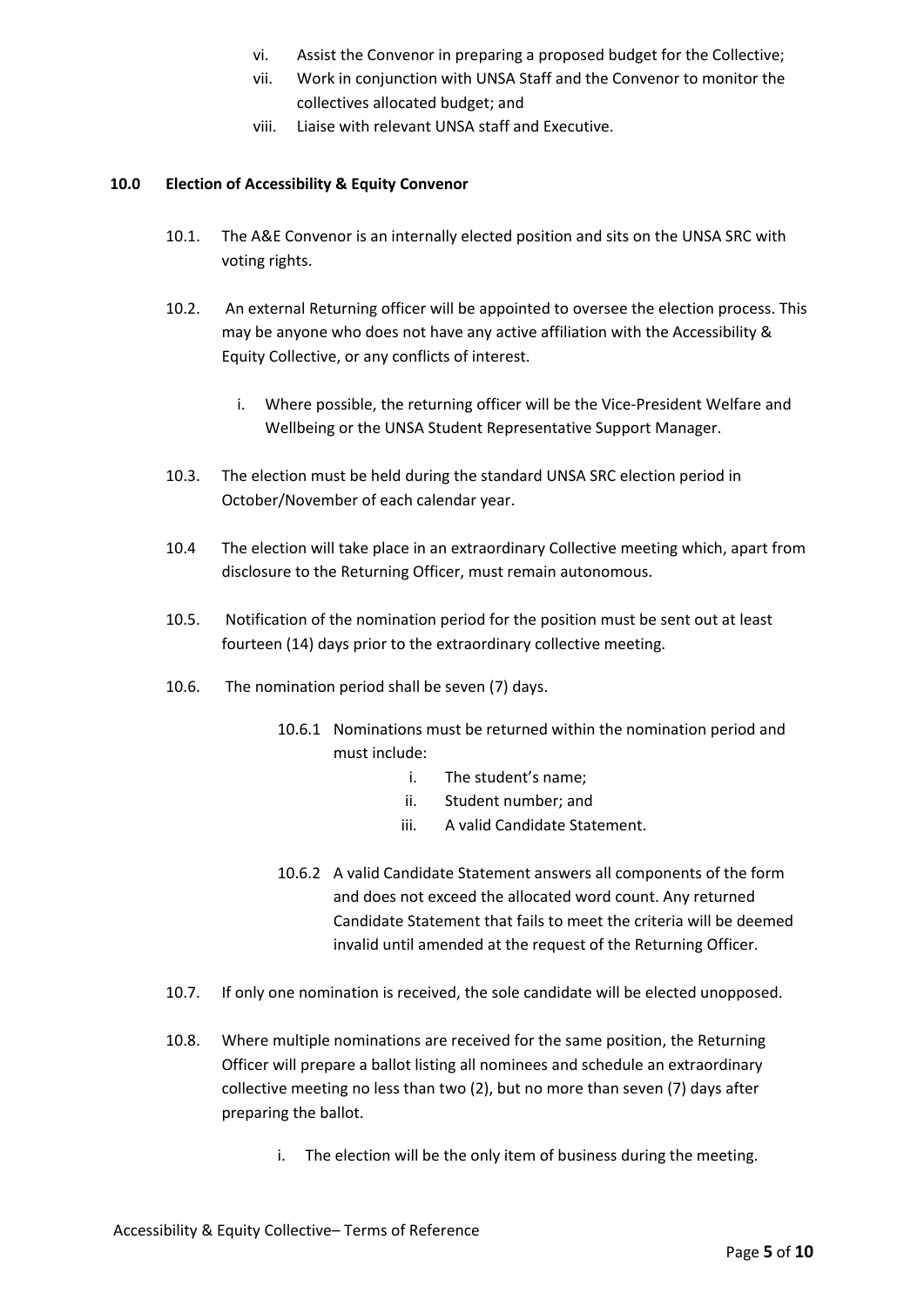vi. Assist the Convenor in preparing a proposed budget for the Collective;

vii. Work in conjunction with UNSA Staff and the Convenor to monitor the collectives allocated budget; and

viii. Liaise with relevant UNSA staff and Executive.

## 10.0 Election of Accessibility & Equity Convenor

10.1. The A&E Convenor is an internally elected position and sits on the UNSA SRC with voting rights.

10.2. An external Returning officer will be appointed to oversee the election process. This may be anyone who does not have any active affiliation with the Accessibility & Equity Collective, or any conflicts of interest.

i. Where possible, the returning officer will be the Vice-President Welfare and Wellbeing or the UNSA Student Representative Support Manager.

10.3. The election must be held during the standard UNSA SRC election period in October/November of each calendar year.

10.4 The election will take place in an extraordinary Collective meeting which, apart from disclosure to the Returning Officer, must remain autonomous.

10.5. Notification of the nomination period for the position must be sent out at least fourteen (14) days prior to the extraordinary collective meeting.

10.6. The nomination period shall be seven (7) days.

10.6.1 Nominations must be returned within the nomination period and must include:

i. The student's name;

ii. Student number; and

iii. A valid Candidate Statement.

10.6.2 A valid Candidate Statement answers all components of the form and does not exceed the allocated word count. Any returned Candidate Statement that fails to meet the criteria will be deemed invalid until amended at the request of the Returning Officer.

10.7. If only one nomination is received, the sole candidate will be elected unopposed.

10.8. Where multiple nominations are received for the same position, the Returning Officer will prepare a ballot listing all nominees and schedule an extraordinary collective meeting no less than two (2), but no more than seven (7) days after preparing the ballot.

i. The election will be the only item of business during the meeting.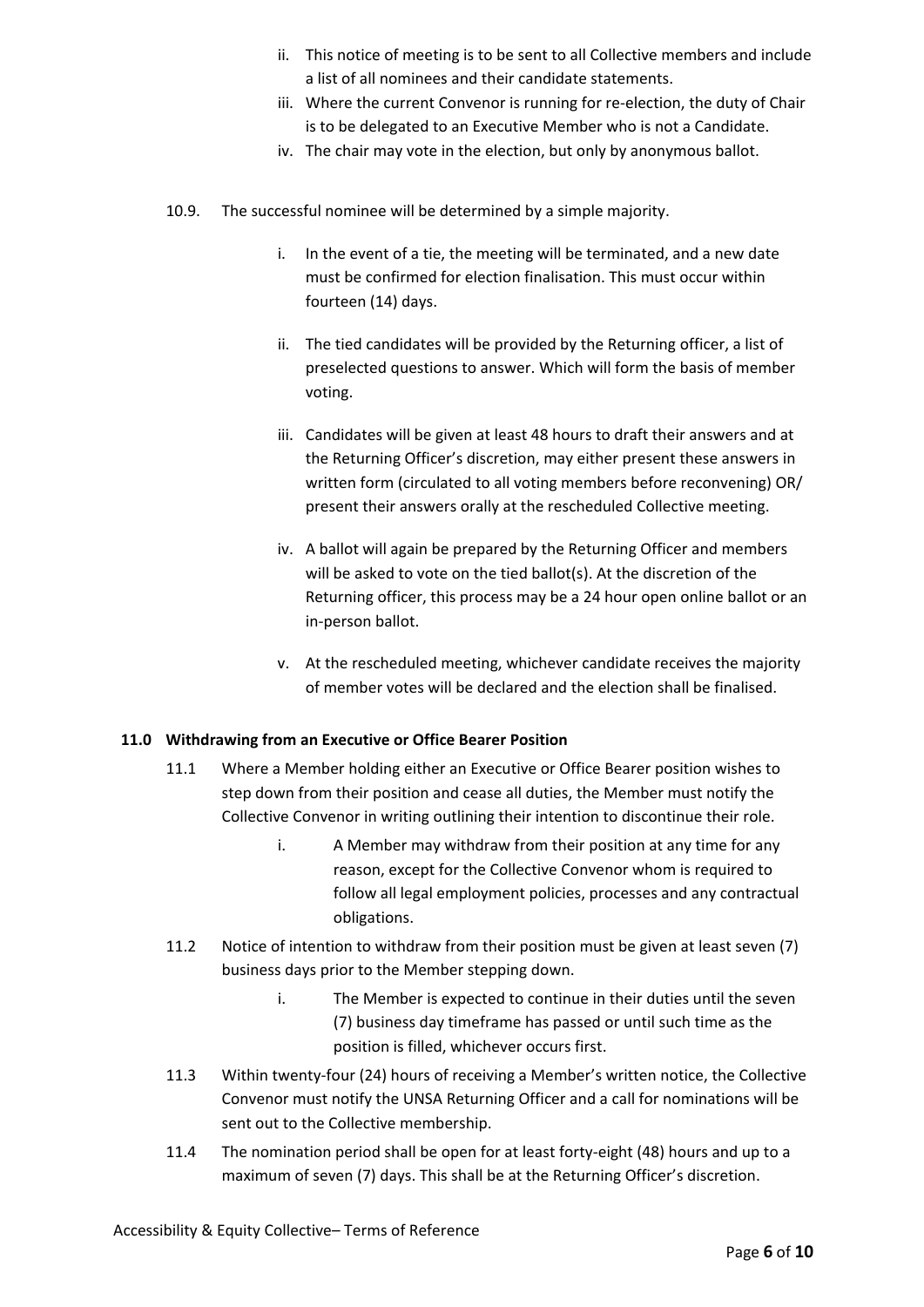ii. This notice of meeting is to be sent to all Collective members and include a list of all nominees and their candidate statements.

iii. Where the current Convenor is running for re-election, the duty of Chair is to be delegated to an Executive Member who is not a Candidate.

iv. The chair may vote in the election, but only by anonymous ballot.

10.9. The successful nominee will be determined by a simple majority.

i. In the event of a tie, the meeting will be terminated, and a new date must be confirmed for election finalisation. This must occur within fourteen (14) days.

ii. The tied candidates will be provided by the Returning officer, a list of preselected questions to answer. Which will form the basis of member voting.

iii. Candidates will be given at least 48 hours to draft their answers and at the Returning Officer's discretion, may either present these answers in written form (circulated to all voting members before reconvening) OR/ present their answers orally at the rescheduled Collective meeting.

iv. A ballot will again be prepared by the Returning Officer and members will be asked to vote on the tied ballot(s). At the discretion of the Returning officer, this process may be a 24 hour open online ballot or an in-person ballot.

v. At the rescheduled meeting, whichever candidate receives the majority of member votes will be declared and the election shall be finalised.

### 11.0 Withdrawing from an Executive or Office Bearer Position

11.1 Where a Member holding either an Executive or Office Bearer position wishes to step down from their position and cease all duties, the Member must notify the Collective Convenor in writing outlining their intention to discontinue their role.

i. A Member may withdraw from their position at any time for any reason, except for the Collective Convenor whom is required to follow all legal employment policies, processes and any contractual obligations.

11.2 Notice of intention to withdraw from their position must be given at least seven (7) business days prior to the Member stepping down.

i. The Member is expected to continue in their duties until the seven (7) business day timeframe has passed or until such time as the position is filled, whichever occurs first.

11.3 Within twenty-four (24) hours of receiving a Member's written notice, the Collective Convenor must notify the UNSA Returning Officer and a call for nominations will be sent out to the Collective membership.

11.4 The nomination period shall be open for at least forty-eight (48) hours and up to a maximum of seven (7) days. This shall be at the Returning Officer's discretion.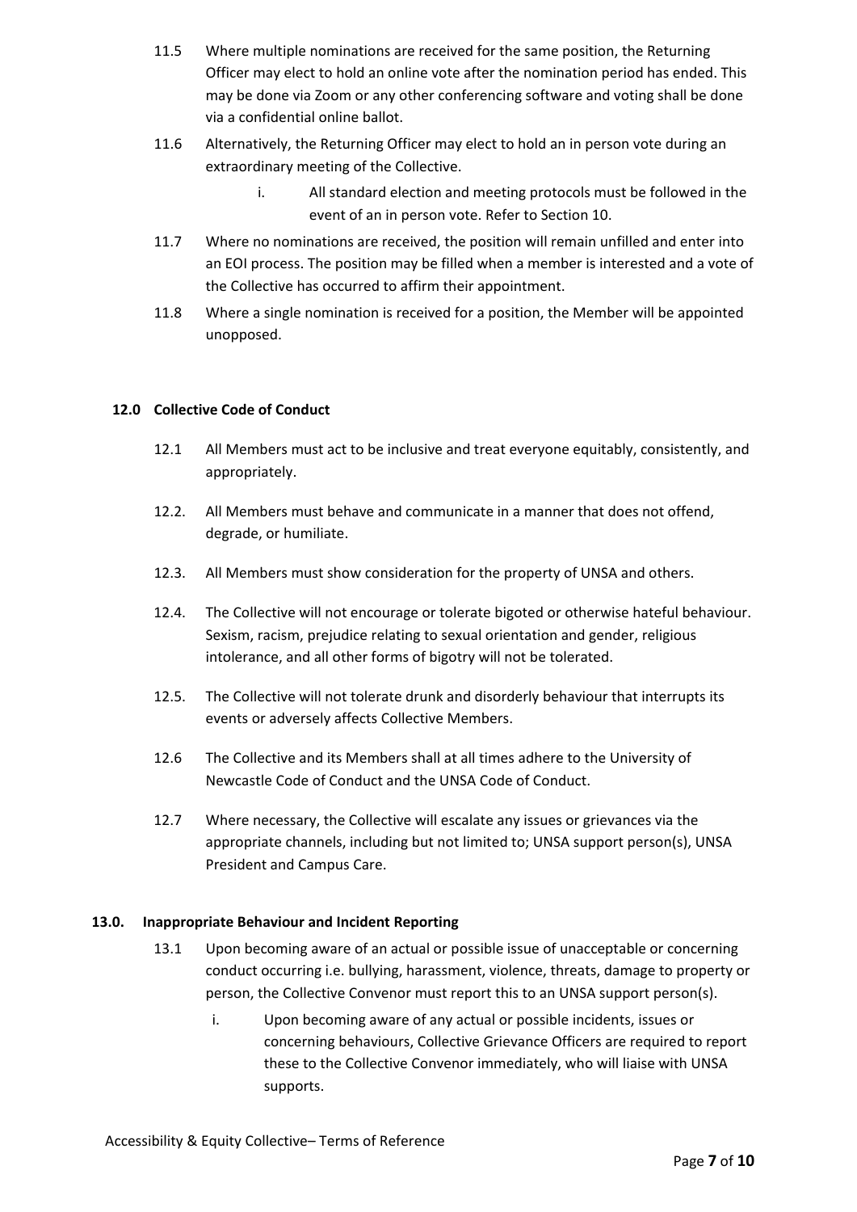11.5 Where multiple nominations are received for the same position, the Returning Officer may elect to hold an online vote after the nomination period has ended. This may be done via Zoom or any other conferencing software and voting shall be done via a confidential online ballot.

11.6 Alternatively, the Returning Officer may elect to hold an in person vote during an extraordinary meeting of the Collective.

   i. All standard election and meeting protocols must be followed in the event of an in person vote. Refer to Section 10.

11.7 Where no nominations are received, the position will remain unfilled and enter into an EOI process. The position may be filled when a member is interested and a vote of the Collective has occurred to affirm their appointment.

11.8 Where a single nomination is received for a position, the Member will be appointed unopposed.

## 12.0 Collective Code of Conduct

12.1 All Members must act to be inclusive and treat everyone equitably, consistently, and appropriately.

12.2. All Members must behave and communicate in a manner that does not offend, degrade, or humiliate.

12.3. All Members must show consideration for the property of UNSA and others.

12.4. The Collective will not encourage or tolerate bigoted or otherwise hateful behaviour. Sexism, racism, prejudice relating to sexual orientation and gender, religious intolerance, and all other forms of bigotry will not be tolerated.

12.5. The Collective will not tolerate drunk and disorderly behaviour that interrupts its events or adversely affects Collective Members.

12.6 The Collective and its Members shall at all times adhere to the University of Newcastle Code of Conduct and the UNSA Code of Conduct.

12.7 Where necessary, the Collective will escalate any issues or grievances via the appropriate channels, including but not limited to; UNSA support person(s), UNSA President and Campus Care.

## 13.0. Inappropriate Behaviour and Incident Reporting

13.1 Upon becoming aware of an actual or possible issue of unacceptable or concerning conduct occurring i.e. bullying, harassment, violence, threats, damage to property or person, the Collective Convenor must report this to an UNSA support person(s).

   i. Upon becoming aware of any actual or possible incidents, issues or concerning behaviours, Collective Grievance Officers are required to report these to the Collective Convenor immediately, who will liaise with UNSA supports.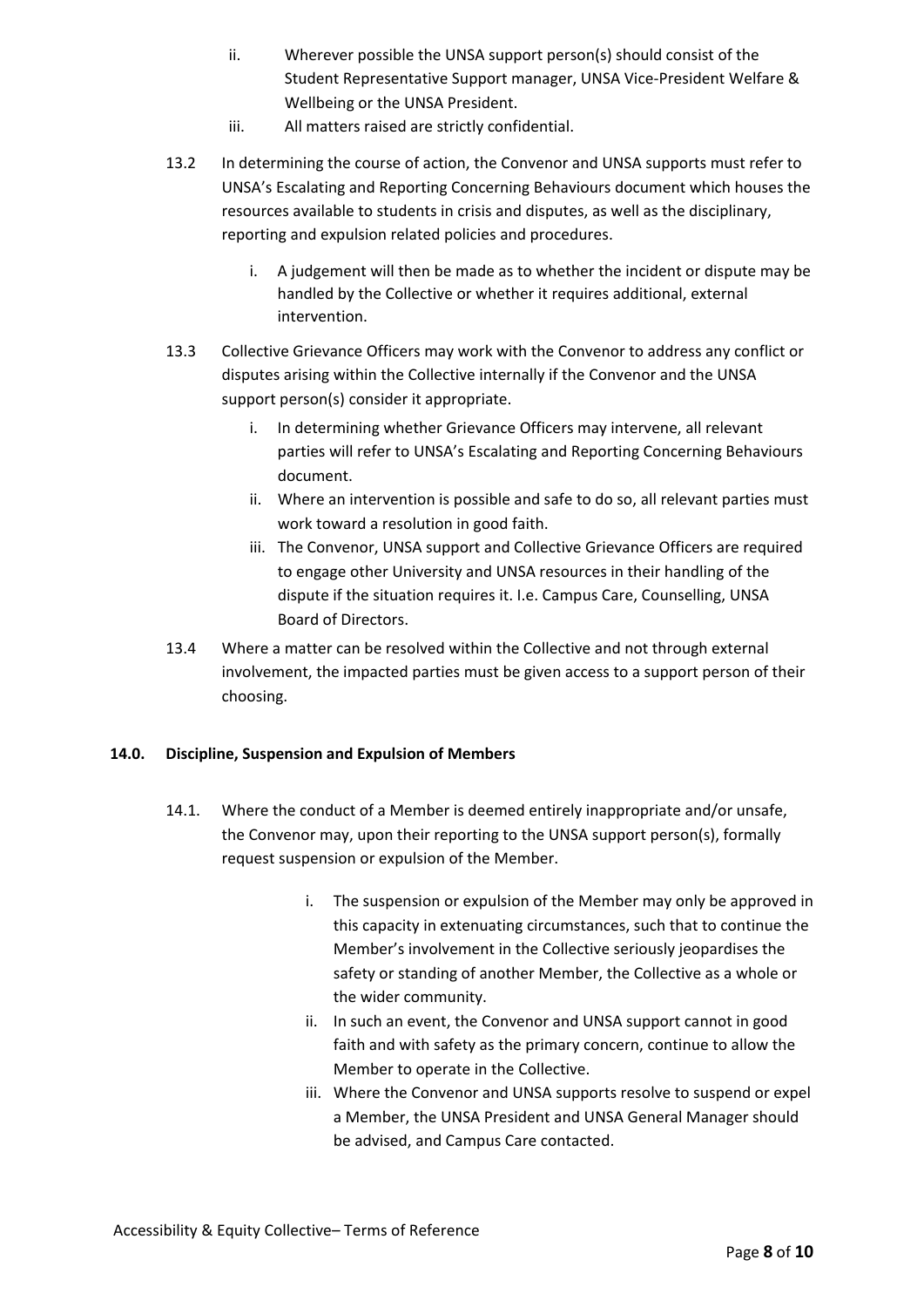ii. Wherever possible the UNSA support person(s) should consist of the Student Representative Support manager, UNSA Vice-President Welfare & Wellbeing or the UNSA President.

iii. All matters raised are strictly confidential.

13.2 In determining the course of action, the Convenor and UNSA supports must refer to UNSA's Escalating and Reporting Concerning Behaviours document which houses the resources available to students in crisis and disputes, as well as the disciplinary, reporting and expulsion related policies and procedures.

i. A judgement will then be made as to whether the incident or dispute may be handled by the Collective or whether it requires additional, external intervention.

13.3 Collective Grievance Officers may work with the Convenor to address any conflict or disputes arising within the Collective internally if the Convenor and the UNSA support person(s) consider it appropriate.

i. In determining whether Grievance Officers may intervene, all relevant parties will refer to UNSA's Escalating and Reporting Concerning Behaviours document.

ii. Where an intervention is possible and safe to do so, all relevant parties must work toward a resolution in good faith.

iii. The Convenor, UNSA support and Collective Grievance Officers are required to engage other University and UNSA resources in their handling of the dispute if the situation requires it. I.e. Campus Care, Counselling, UNSA Board of Directors.

13.4 Where a matter can be resolved within the Collective and not through external involvement, the impacted parties must be given access to a support person of their choosing.

## 14.0. Discipline, Suspension and Expulsion of Members

14.1. Where the conduct of a Member is deemed entirely inappropriate and/or unsafe, the Convenor may, upon their reporting to the UNSA support person(s), formally request suspension or expulsion of the Member.

i. The suspension or expulsion of the Member may only be approved in this capacity in extenuating circumstances, such that to continue the Member's involvement in the Collective seriously jeopardises the safety or standing of another Member, the Collective as a whole or the wider community.

ii. In such an event, the Convenor and UNSA support cannot in good faith and with safety as the primary concern, continue to allow the Member to operate in the Collective.

iii. Where the Convenor and UNSA supports resolve to suspend or expel a Member, the UNSA President and UNSA General Manager should be advised, and Campus Care contacted.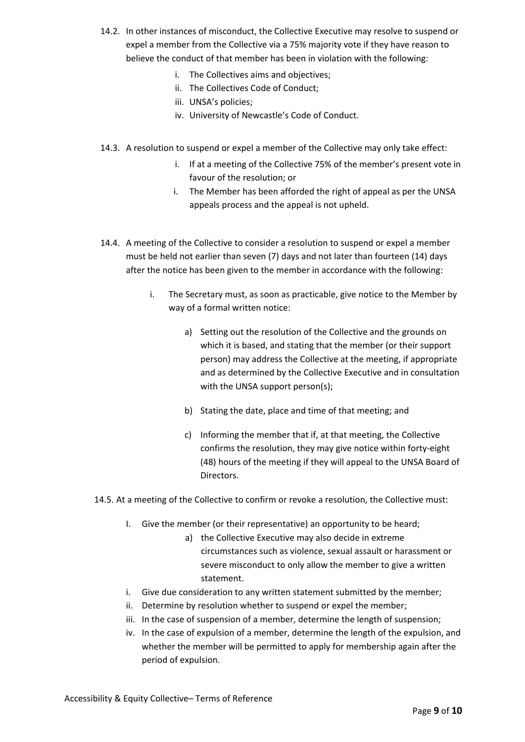14.2. In other instances of misconduct, the Collective Executive may resolve to suspend or expel a member from the Collective via a 75% majority vote if they have reason to believe the conduct of that member has been in violation with the following:

i. The Collectives aims and objectives;
ii. The Collectives Code of Conduct;
iii. UNSA's policies;
iv. University of Newcastle's Code of Conduct.

14.3. A resolution to suspend or expel a member of the Collective may only take effect:

i. If at a meeting of the Collective 75% of the member's present vote in favour of the resolution; or
i. The Member has been afforded the right of appeal as per the UNSA appeals process and the appeal is not upheld.

14.4. A meeting of the Collective to consider a resolution to suspend or expel a member must be held not earlier than seven (7) days and not later than fourteen (14) days after the notice has been given to the member in accordance with the following:

i. The Secretary must, as soon as practicable, give notice to the Member by way of a formal written notice:

a) Setting out the resolution of the Collective and the grounds on which it is based, and stating that the member (or their support person) may address the Collective at the meeting, if appropriate and as determined by the Collective Executive and in consultation with the UNSA support person(s);

b) Stating the date, place and time of that meeting; and

c) Informing the member that if, at that meeting, the Collective confirms the resolution, they may give notice within forty-eight (48) hours of the meeting if they will appeal to the UNSA Board of Directors.

14.5. At a meeting of the Collective to confirm or revoke a resolution, the Collective must:

I. Give the member (or their representative) an opportunity to be heard;
   a) the Collective Executive may also decide in extreme circumstances such as violence, sexual assault or harassment or severe misconduct to only allow the member to give a written statement.
i. Give due consideration to any written statement submitted by the member;
ii. Determine by resolution whether to suspend or expel the member;
iii. In the case of suspension of a member, determine the length of suspension;
iv. In the case of expulsion of a member, determine the length of the expulsion, and whether the member will be permitted to apply for membership again after the period of expulsion.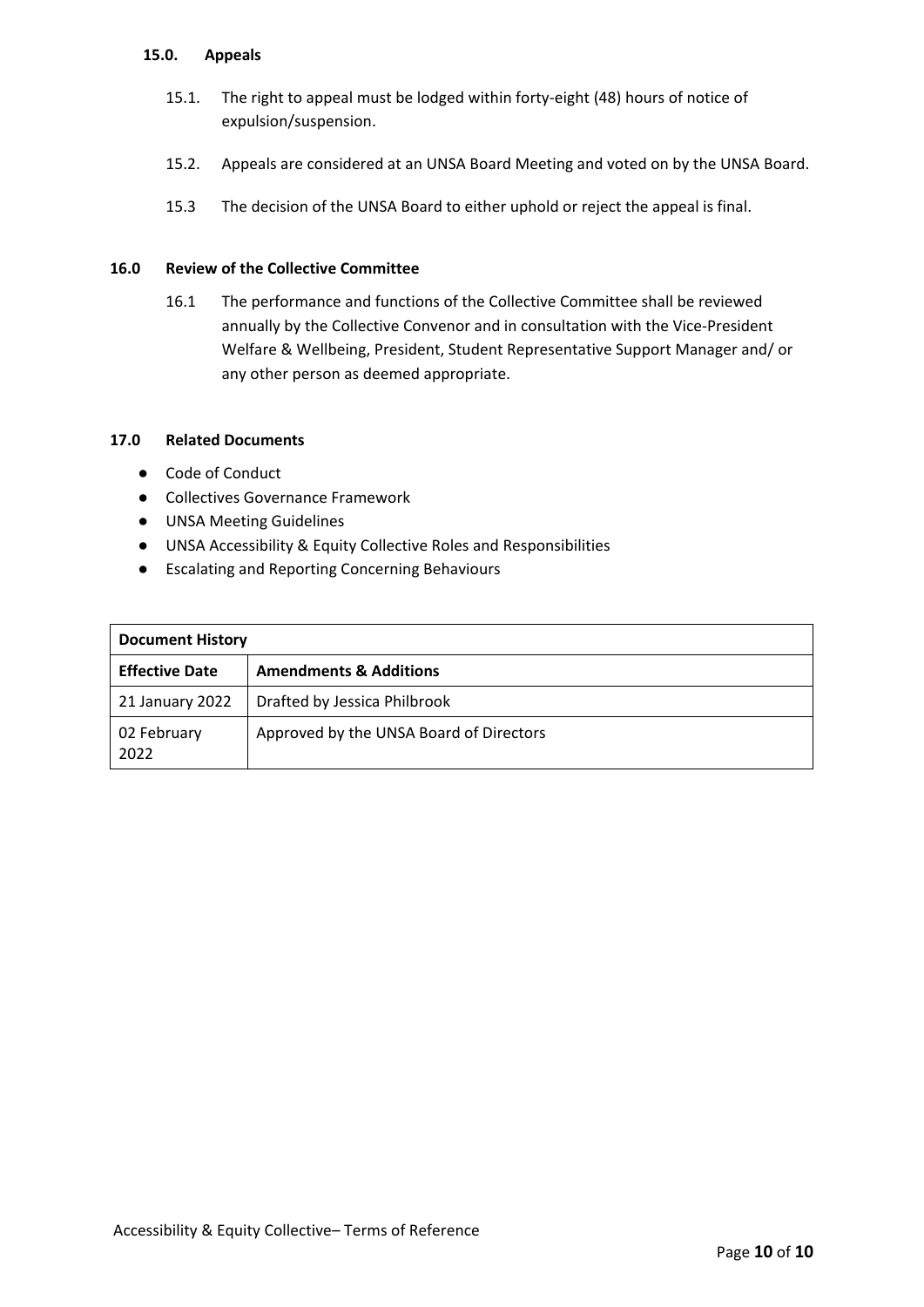### 15.0. Appeals

15.1. The right to appeal must be lodged within forty-eight (48) hours of notice of expulsion/suspension.

15.2. Appeals are considered at an UNSA Board Meeting and voted on by the UNSA Board.

15.3 The decision of the UNSA Board to either uphold or reject the appeal is final.

### 16.0 Review of the Collective Committee

16.1 The performance and functions of the Collective Committee shall be reviewed annually by the Collective Convenor and in consultation with the Vice-President Welfare & Wellbeing, President, Student Representative Support Manager and/ or any other person as deemed appropriate.

### 17.0 Related Documents

- Code of Conduct
- Collectives Governance Framework
- UNSA Meeting Guidelines
- UNSA Accessibility & Equity Collective Roles and Responsibilities
- Escalating and Reporting Concerning Behaviours

| **Document History** | |
|---|---|
| **Effective Date** | **Amendments & Additions** |
| 21 January 2022 | Drafted by Jessica Philbrook |
| 02 February 2022 | Approved by the UNSA Board of Directors |